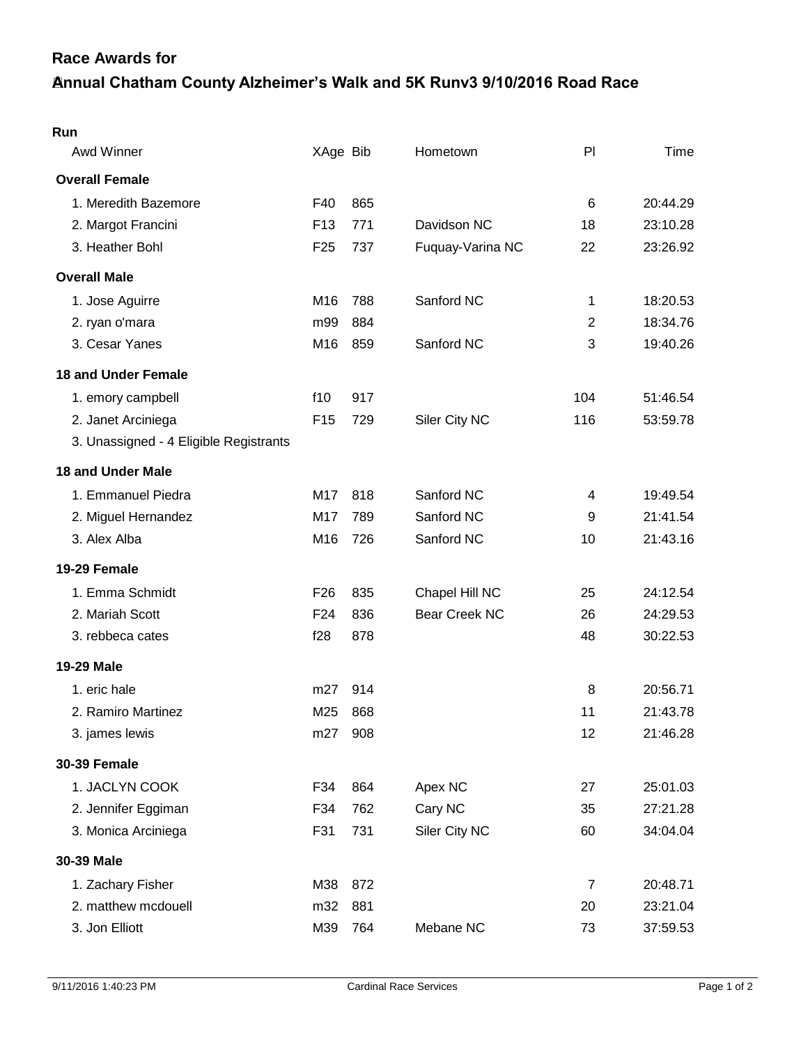# Race Awards for

## Annual Chatham County Alzheimer's Walk and 5K Runv3 9/10/2016 Road Race

### Run

| Awd Winner | XAge | Bib | Hometown | Pl | Time |
|---|---|---|---|---|---|
| **Overall Female** | | | | | |
| 1. Meredith Bazemore | F40 | 865 | | 6 | 20:44.29 |
| 2. Margot Francini | F13 | 771 | Davidson NC | 18 | 23:10.28 |
| 3. Heather Bohl | F25 | 737 | Fuquay-Varina NC | 22 | 23:26.92 |
| **Overall Male** | | | | | |
| 1. Jose Aguirre | M16 | 788 | Sanford NC | 1 | 18:20.53 |
| 2. ryan o'mara | m99 | 884 | | 2 | 18:34.76 |
| 3. Cesar Yanes | M16 | 859 | Sanford NC | 3 | 19:40.26 |
| **18 and Under Female** | | | | | |
| 1. emory campbell | f10 | 917 | | 104 | 51:46.54 |
| 2. Janet Arciniega | F15 | 729 | Siler City NC | 116 | 53:59.78 |
| 3. Unassigned - 4 Eligible Registrants | | | | | |
| **18 and Under Male** | | | | | |
| 1. Emmanuel Piedra | M17 | 818 | Sanford NC | 4 | 19:49.54 |
| 2. Miguel Hernandez | M17 | 789 | Sanford NC | 9 | 21:41.54 |
| 3. Alex Alba | M16 | 726 | Sanford NC | 10 | 21:43.16 |
| **19-29 Female** | | | | | |
| 1. Emma Schmidt | F26 | 835 | Chapel Hill NC | 25 | 24:12.54 |
| 2. Mariah Scott | F24 | 836 | Bear Creek NC | 26 | 24:29.53 |
| 3. rebbeca cates | f28 | 878 | | 48 | 30:22.53 |
| **19-29 Male** | | | | | |
| 1. eric hale | m27 | 914 | | 8 | 20:56.71 |
| 2. Ramiro Martinez | M25 | 868 | | 11 | 21:43.78 |
| 3. james lewis | m27 | 908 | | 12 | 21:46.28 |
| **30-39 Female** | | | | | |
| 1. JACLYN COOK | F34 | 864 | Apex NC | 27 | 25:01.03 |
| 2. Jennifer Eggiman | F34 | 762 | Cary NC | 35 | 27:21.28 |
| 3. Monica Arciniega | F31 | 731 | Siler City NC | 60 | 34:04.04 |
| **30-39 Male** | | | | | |
| 1. Zachary Fisher | M38 | 872 | | 7 | 20:48.71 |
| 2. matthew mcdouell | m32 | 881 | | 20 | 23:21.04 |
| 3. Jon Elliott | M39 | 764 | Mebane NC | 73 | 37:59.53 |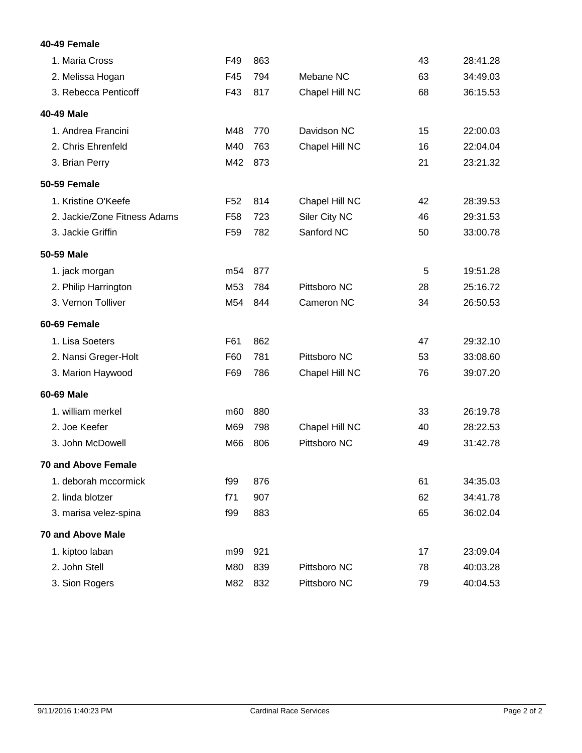**40-49 Female**

| | | | | | |
|---|---|---|---|---|---|
| 1. Maria Cross | F49 | 863 | | 43 | 28:41.28 |
| 2. Melissa Hogan | F45 | 794 | Mebane NC | 63 | 34:49.03 |
| 3. Rebecca Penticoff | F43 | 817 | Chapel Hill NC | 68 | 36:15.53 |

**40-49 Male**

| | | | | | |
|---|---|---|---|---|---|
| 1. Andrea Francini | M48 | 770 | Davidson NC | 15 | 22:00.03 |
| 2. Chris Ehrenfeld | M40 | 763 | Chapel Hill NC | 16 | 22:04.04 |
| 3. Brian Perry | M42 | 873 | | 21 | 23:21.32 |

**50-59 Female**

| | | | | | |
|---|---|---|---|---|---|
| 1. Kristine O'Keefe | F52 | 814 | Chapel Hill NC | 42 | 28:39.53 |
| 2. Jackie/Zone Fitness Adams | F58 | 723 | Siler City NC | 46 | 29:31.53 |
| 3. Jackie Griffin | F59 | 782 | Sanford NC | 50 | 33:00.78 |

**50-59 Male**

| | | | | | |
|---|---|---|---|---|---|
| 1. jack morgan | m54 | 877 | | 5 | 19:51.28 |
| 2. Philip Harrington | M53 | 784 | Pittsboro NC | 28 | 25:16.72 |
| 3. Vernon Tolliver | M54 | 844 | Cameron NC | 34 | 26:50.53 |

**60-69 Female**

| | | | | | |
|---|---|---|---|---|---|
| 1. Lisa Soeters | F61 | 862 | | 47 | 29:32.10 |
| 2. Nansi Greger-Holt | F60 | 781 | Pittsboro NC | 53 | 33:08.60 |
| 3. Marion Haywood | F69 | 786 | Chapel Hill NC | 76 | 39:07.20 |

**60-69 Male**

| | | | | | |
|---|---|---|---|---|---|
| 1. william merkel | m60 | 880 | | 33 | 26:19.78 |
| 2. Joe Keefer | M69 | 798 | Chapel Hill NC | 40 | 28:22.53 |
| 3. John McDowell | M66 | 806 | Pittsboro NC | 49 | 31:42.78 |

**70 and Above Female**

| | | | | | |
|---|---|---|---|---|---|
| 1. deborah mccormick | f99 | 876 | | 61 | 34:35.03 |
| 2. linda blotzer | f71 | 907 | | 62 | 34:41.78 |
| 3. marisa velez-spina | f99 | 883 | | 65 | 36:02.04 |

**70 and Above Male**

| | | | | | |
|---|---|---|---|---|---|
| 1. kiptoo laban | m99 | 921 | | 17 | 23:09.04 |
| 2. John Stell | M80 | 839 | Pittsboro NC | 78 | 40:03.28 |
| 3. Sion Rogers | M82 | 832 | Pittsboro NC | 79 | 40:04.53 |

9/11/2016 1:40:23 PM Cardinal Race Services